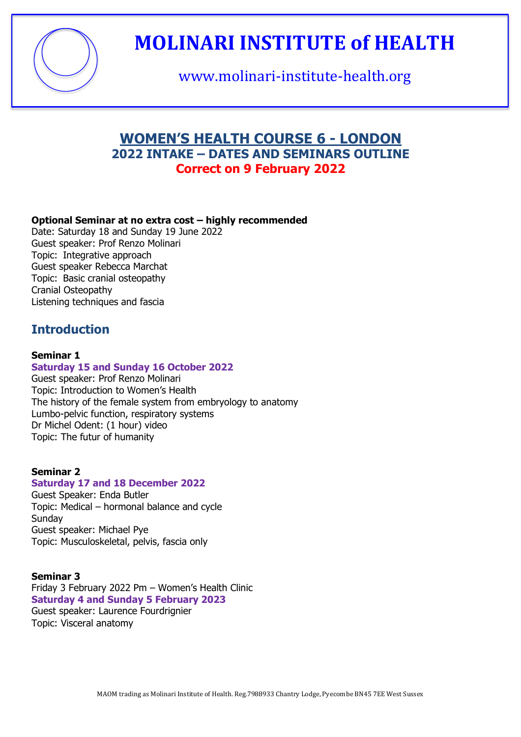# MOLINARI INSTITUTE of HEALTH

www.molinari-institute-health.org

## WOMEN'S HEALTH COURSE 6 - LONDON
### 2022 INTAKE – DATES AND SEMINARS OUTLINE
**Correct on 9 February 2022**

**Optional Seminar at no extra cost – highly recommended**
Date: Saturday 18 and Sunday 19 June 2022
Guest speaker: Prof Renzo Molinari
Topic: Integrative approach
Guest speaker Rebecca Marchat
Topic: Basic cranial osteopathy
Cranial Osteopathy
Listening techniques and fascia

## Introduction

**Seminar 1**
**Saturday 15 and Sunday 16 October 2022**
Guest speaker: Prof Renzo Molinari
Topic: Introduction to Women's Health
The history of the female system from embryology to anatomy
Lumbo-pelvic function, respiratory systems
Dr Michel Odent: (1 hour) video
Topic: The futur of humanity

**Seminar 2**
**Saturday 17 and 18 December 2022**
Guest Speaker: Enda Butler
Topic: Medical – hormonal balance and cycle
Sunday
Guest speaker: Michael Pye
Topic: Musculoskeletal, pelvis, fascia only

**Seminar 3**
Friday 3 February 2022 Pm – Women's Health Clinic
**Saturday 4 and Sunday 5 February 2023**
Guest speaker: Laurence Fourdrignier
Topic: Visceral anatomy

MAOM trading as Molinari Institute of Health. Reg.7988933 Chantry Lodge, Pyecombe BN45 7EE West Sussex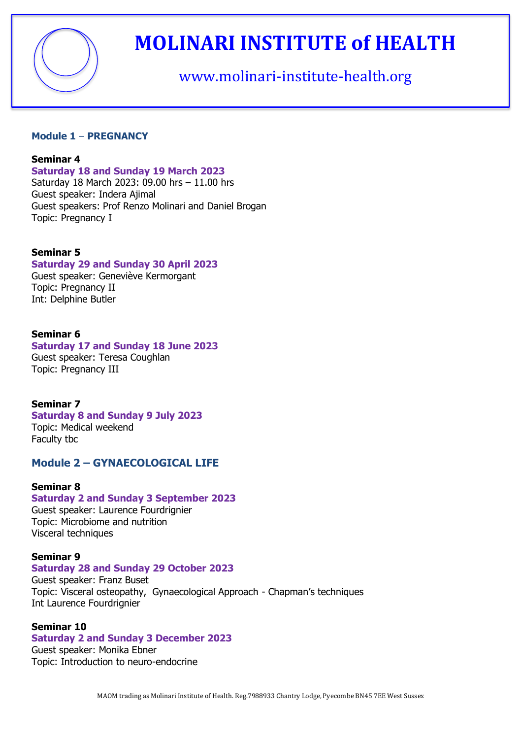# MOLINARI INSTITUTE of HEALTH

www.molinari-institute-health.org

## Module 1 – PREGNANCY

**Seminar 4**
**Saturday 18 and Sunday 19 March 2023**
Saturday 18 March 2023: 09.00 hrs – 11.00 hrs
Guest speaker: Indera Ajimal
Guest speakers: Prof Renzo Molinari and Daniel Brogan
Topic: Pregnancy I

**Seminar 5**
**Saturday 29 and Sunday 30 April 2023**
Guest speaker: Geneviève Kermorgant
Topic: Pregnancy II
Int: Delphine Butler

**Seminar 6**
**Saturday 17 and Sunday 18 June 2023**
Guest speaker: Teresa Coughlan
Topic: Pregnancy III

**Seminar 7**
**Saturday 8 and Sunday 9 July 2023**
Topic: Medical weekend
Faculty tbc

## Module 2 – GYNAECOLOGICAL LIFE

**Seminar 8**
**Saturday 2 and Sunday 3 September 2023**
Guest speaker: Laurence Fourdrignier
Topic: Microbiome and nutrition
Visceral techniques

**Seminar 9**
**Saturday 28 and Sunday 29 October 2023**
Guest speaker: Franz Buset
Topic: Visceral osteopathy, Gynaecological Approach - Chapman's techniques
Int Laurence Fourdrignier

**Seminar 10**
**Saturday 2 and Sunday 3 December 2023**
Guest speaker: Monika Ebner
Topic: Introduction to neuro-endocrine

MAOM trading as Molinari Institute of Health. Reg.7988933 Chantry Lodge, Pyecombe BN45 7EE West Sussex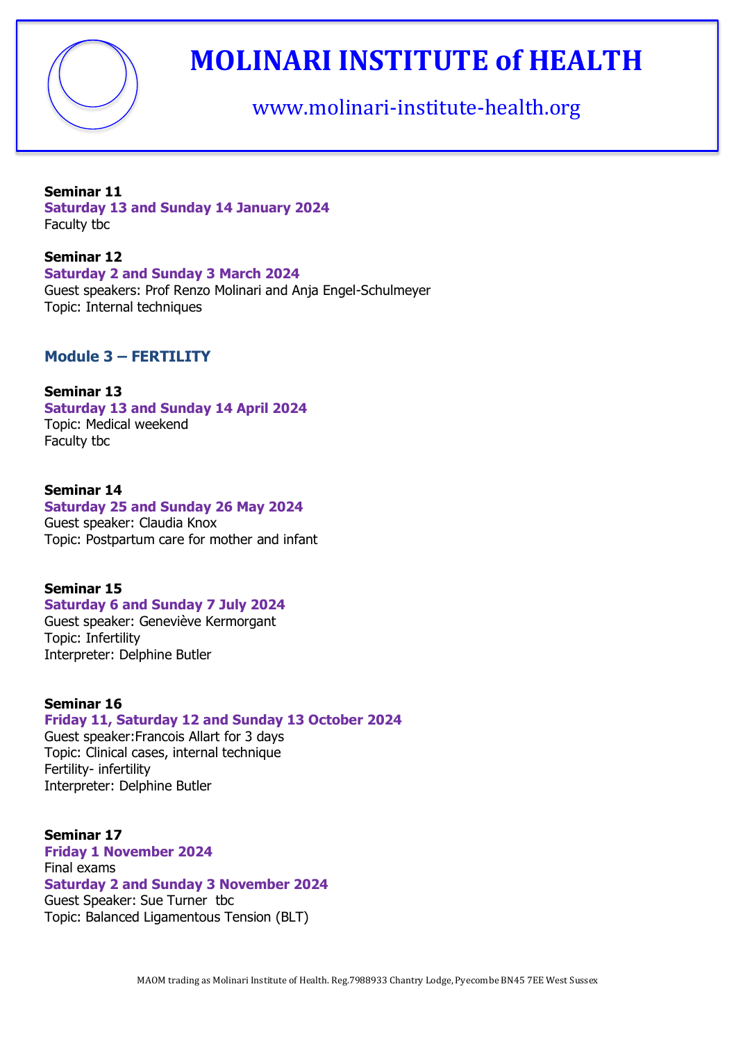**Seminar 11**
**Saturday 13 and Sunday 14 January 2024**
Faculty tbc

**Seminar 12**
**Saturday 2 and Sunday 3 March 2024**
Guest speakers: Prof Renzo Molinari and Anja Engel-Schulmeyer
Topic: Internal techniques

## Module 3 – FERTILITY

**Seminar 13**
**Saturday 13 and Sunday 14 April 2024**
Topic: Medical weekend
Faculty tbc

**Seminar 14**
**Saturday 25 and Sunday 26 May 2024**
Guest speaker: Claudia Knox
Topic: Postpartum care for mother and infant

**Seminar 15**
**Saturday 6 and Sunday 7 July 2024**
Guest speaker: Geneviève Kermorgant
Topic: Infertility
Interpreter: Delphine Butler

**Seminar 16**
**Friday 11, Saturday 12 and Sunday 13 October 2024**
Guest speaker:Francois Allart for 3 days
Topic: Clinical cases, internal technique
Fertility- infertility
Interpreter: Delphine Butler

**Seminar 17**
**Friday 1 November 2024**
Final exams
**Saturday 2 and Sunday 3 November 2024**
Guest Speaker: Sue Turner tbc
Topic: Balanced Ligamentous Tension (BLT)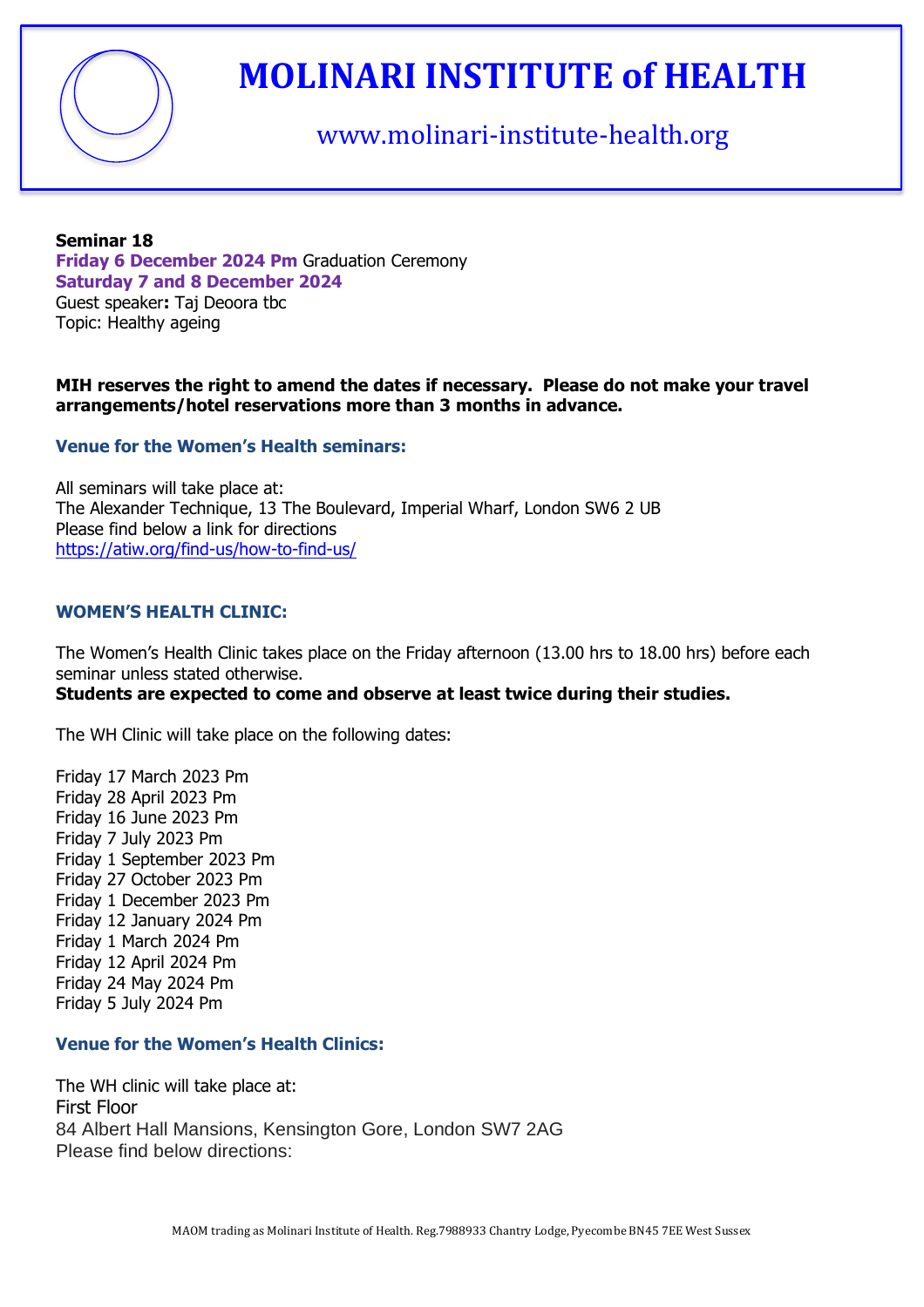# MOLINARI INSTITUTE of HEALTH

www.molinari-institute-health.org

**Seminar 18**
**Friday 6 December 2024 Pm** Graduation Ceremony
**Saturday 7 and 8 December 2024**
Guest speaker**:** Taj Deoora tbc
Topic: Healthy ageing

**MIH reserves the right to amend the dates if necessary. Please do not make your travel arrangements/hotel reservations more than 3 months in advance.**

### Venue for the Women's Health seminars:

All seminars will take place at:
The Alexander Technique, 13 The Boulevard, Imperial Wharf, London SW6 2 UB
Please find below a link for directions
https://atiw.org/find-us/how-to-find-us/

### WOMEN'S HEALTH CLINIC:

The Women's Health Clinic takes place on the Friday afternoon (13.00 hrs to 18.00 hrs) before each seminar unless stated otherwise.
**Students are expected to come and observe at least twice during their studies.**

The WH Clinic will take place on the following dates:

Friday 17 March 2023 Pm
Friday 28 April 2023 Pm
Friday 16 June 2023 Pm
Friday 7 July 2023 Pm
Friday 1 September 2023 Pm
Friday 27 October 2023 Pm
Friday 1 December 2023 Pm
Friday 12 January 2024 Pm
Friday 1 March 2024 Pm
Friday 12 April 2024 Pm
Friday 24 May 2024 Pm
Friday 5 July 2024 Pm

### Venue for the Women's Health Clinics:

The WH clinic will take place at:
First Floor
84 Albert Hall Mansions, Kensington Gore, London SW7 2AG
Please find below directions:

MAOM trading as Molinari Institute of Health. Reg.7988933 Chantry Lodge, Pyecombe BN45 7EE West Sussex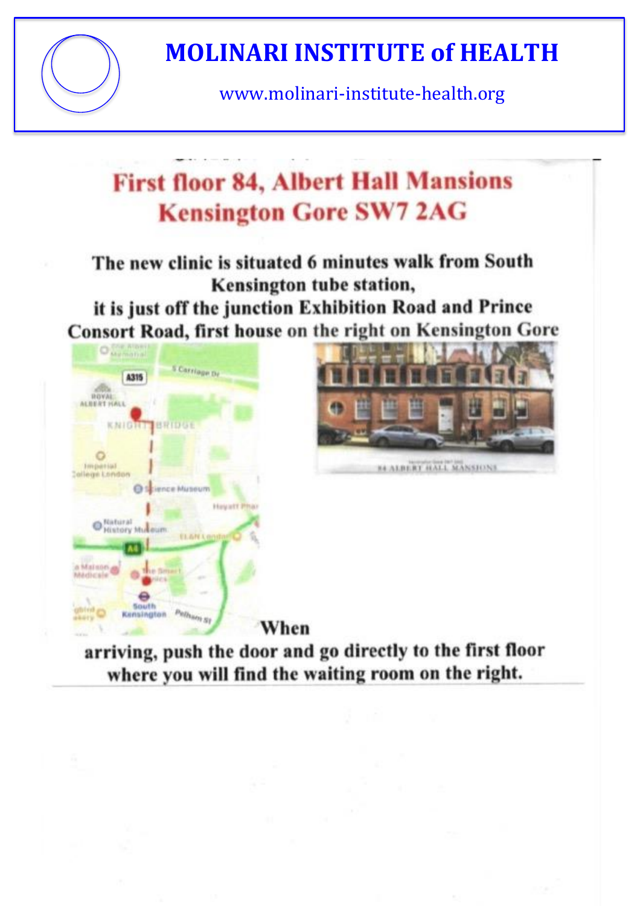# MOLINARI INSTITUTE of HEALTH

www.molinari-institute-health.org

## First floor 84, Albert Hall Mansions Kensington Gore SW7 2AG

**The new clinic is situated 6 minutes walk from South Kensington tube station, it is just off the junction Exhibition Road and Prince Consort Road, first house on the right on Kensington Gore**

**When arriving, push the door and go directly to the first floor where you will find the waiting room on the right.**